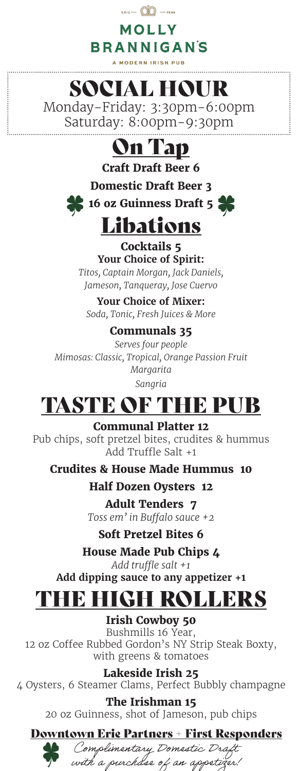ERIE — PENN

# MOLLY BRANNIGAN'S

A MODERN IRISH PUB

# SOCIAL HOUR

Monday-Friday: 3:30pm-6:00pm
Saturday: 8:00pm-9:30pm

## On Tap

**Craft Draft Beer 6**

**Domestic Draft Beer 3**

**16 oz Guinness Draft 5**

## Libations

**Cocktails 5**
**Your Choice of Spirit:**
*Titos, Captain Morgan, Jack Daniels, Jameson, Tanqueray, Jose Cuervo*

**Your Choice of Mixer:**
*Soda, Tonic, Fresh Juices & More*

**Communals 35**
*Serves four people*
*Mimosas: Classic, Tropical, Orange Passion Fruit*
*Margarita*
*Sangria*

## TASTE OF THE PUB

**Communal Platter 12**
Pub chips, soft pretzel bites, crudites & hummus
Add Truffle Salt +1

**Crudites & House Made Hummus 10**

**Half Dozen Oysters 12**

**Adult Tenders 7**
*Toss em' in Buffalo sauce +2*

**Soft Pretzel Bites 6**

**House Made Pub Chips 4**
*Add truffle salt +1*

**Add dipping sauce to any appetizer +1**

## THE HIGH ROLLERS

**Irish Cowboy 50**
Bushmills 16 Year,
12 oz Coffee Rubbed Gordon's NY Strip Steak Boxty, with greens & tomatoes

**Lakeside Irish 25**
4 Oysters, 6 Steamer Clams, Perfect Bubbly champagne

**The Irishman 15**
20 oz Guinness, shot of Jameson, pub chips

### Downtown Erie Partners + First Responders

*Complimentary Domestic Draft with a purchase of an appetizer!*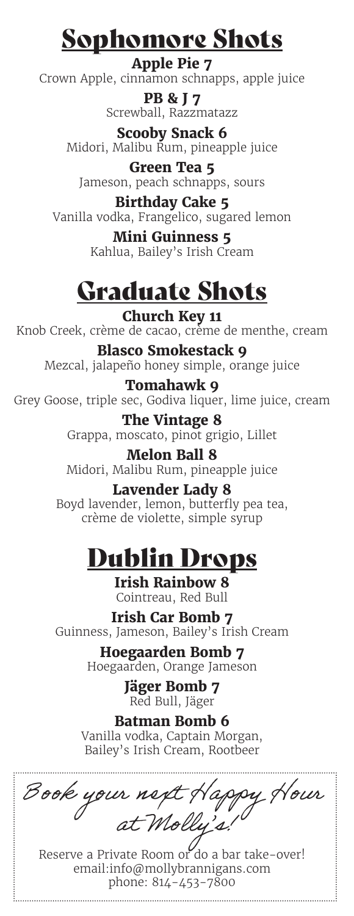# Sophomore Shots

**Apple Pie 7**
Crown Apple, cinnamon schnapps, apple juice

**PB & J 7**
Screwball, Razzmatazz

**Scooby Snack 6**
Midori, Malibu Rum, pineapple juice

**Green Tea 5**
Jameson, peach schnapps, sours

**Birthday Cake 5**
Vanilla vodka, Frangelico, sugared lemon

**Mini Guinness 5**
Kahlua, Bailey's Irish Cream

# Graduate Shots

**Church Key 11**
Knob Creek, crème de cacao, crème de menthe, cream

**Blasco Smokestack 9**
Mezcal, jalapeño honey simple, orange juice

**Tomahawk 9**
Grey Goose, triple sec, Godiva liquer, lime juice, cream

**The Vintage 8**
Grappa, moscato, pinot grigio, Lillet

**Melon Ball 8**
Midori, Malibu Rum, pineapple juice

**Lavender Lady 8**
Boyd lavender, lemon, butterfly pea tea, crème de violette, simple syrup

# Dublin Drops

**Irish Rainbow 8**
Cointreau, Red Bull

**Irish Car Bomb 7**
Guinness, Jameson, Bailey's Irish Cream

**Hoegaarden Bomb 7**
Hoegaarden, Orange Jameson

**Jäger Bomb 7**
Red Bull, Jäger

**Batman Bomb 6**
Vanilla vodka, Captain Morgan, Bailey's Irish Cream, Rootbeer

*Book your next Happy Hour at Molly's!*

Reserve a Private Room or do a bar take-over!
email:info@mollybrannigans.com
phone: 814-453-7800